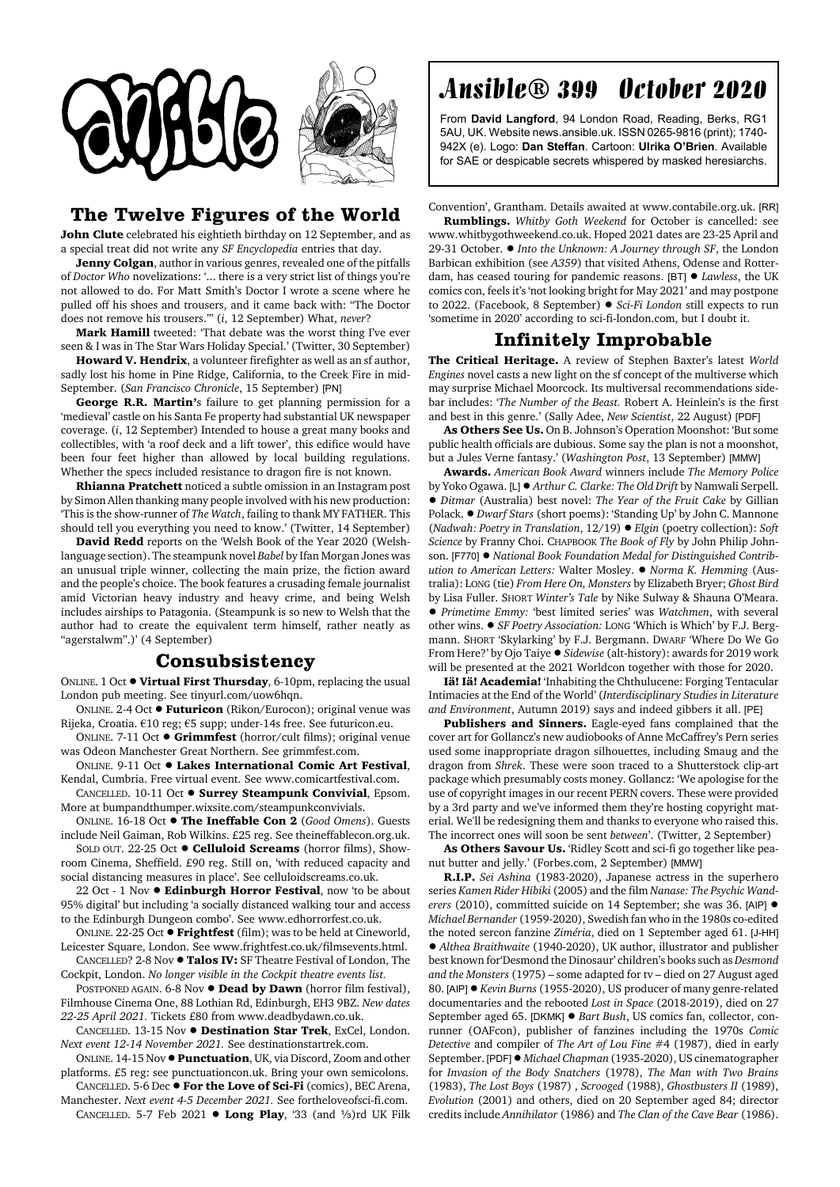# Ansible® 399 October 2020

From **David Langford**, 94 London Road, Reading, Berks, RG1 5AU, UK. Website news.ansible.uk. ISSN 0265-9816 (print); 1740-942X (e). Logo: **Dan Steffan**. Cartoon: **Ulrika O'Brien**. Available for SAE or despicable secrets whispered by masked heresiarchs.

## The Twelve Figures of the World

**John Clute** celebrated his eightieth birthday on 12 September, and as a special treat did not write any *SF Encyclopedia* entries that day.

**Jenny Colgan**, author in various genres, revealed one of the pitfalls of *Doctor Who* novelizations: '... there is a very strict list of things you're not allowed to do. For Matt Smith's Doctor I wrote a scene where he pulled off his shoes and trousers, and it came back with: "The Doctor does not remove his trousers."' (*i*, 12 September) What, *never*?

**Mark Hamill** tweeted: 'That debate was the worst thing I've ever seen & I was in The Star Wars Holiday Special.' (Twitter, 30 September)

**Howard V. Hendrix**, a volunteer firefighter as well as an sf author, sadly lost his home in Pine Ridge, California, to the Creek Fire in mid-September. (*San Francisco Chronicle*, 15 September) [PN]

**George R.R. Martin's** failure to get planning permission for a 'medieval' castle on his Santa Fe property had substantial UK newspaper coverage. (*i*, 12 September) Intended to house a great many books and collectibles, with 'a roof deck and a lift tower', this edifice would have been four feet higher than allowed by local building regulations. Whether the specs included resistance to dragon fire is not known.

**Rhianna Pratchett** noticed a subtle omission in an Instagram post by Simon Allen thanking many people involved with his new production: 'This is the show-runner of *The Watch*, failing to thank MY FATHER. This should tell you everything you need to know.' (Twitter, 14 September)

**David Redd** reports on the 'Welsh Book of the Year 2020 (Welsh-language section). The steampunk novel *Babel* by Ifan Morgan Jones was an unusual triple winner, collecting the main prize, the fiction award and the people's choice. The book features a crusading female journalist amid Victorian heavy industry and heavy crime, and being Welsh includes airships to Patagonia. (Steampunk is so new to Welsh that the author had to create the equivalent term himself, rather neatly as "agerstalwm".)' (4 September)

## Consubsistency

ONLINE. 1 Oct ● **Virtual First Thursday**, 6-10pm, replacing the usual London pub meeting. See tinyurl.com/uow6hqn.

ONLINE. 2-4 Oct ● **Futuricon** (Rikon/Eurocon); original venue was Rijeka, Croatia. €10 reg; €5 supp; under-14s free. See futuricon.eu.

ONLINE. 7-11 Oct ● **Grimmfest** (horror/cult films); original venue was Odeon Manchester Great Northern. See grimmfest.com.

ONLINE. 9-11 Oct ● **Lakes International Comic Art Festival**, Kendal, Cumbria. Free virtual event. See www.comicartfestival.com.

CANCELLED. 10-11 Oct ● **Surrey Steampunk Convivial**, Epsom. More at bumpandthumper.wixsite.com/steampunkconvivials.

ONLINE. 16-18 Oct ● **The Ineffable Con 2** (*Good Omens*). Guests include Neil Gaiman, Rob Wilkins. £25 reg. See theineffablecon.org.uk.

SOLD OUT. 22-25 Oct ● **Celluloid Screams** (horror films), Showroom Cinema, Sheffield. £90 reg. Still on, 'with reduced capacity and social distancing measures in place'. See celluloidscreams.co.uk.

22 Oct - 1 Nov ● **Edinburgh Horror Festival**, now 'to be about 95% digital' but including 'a socially distanced walking tour and access to the Edinburgh Dungeon combo'. See www.edhorrorfest.co.uk.

ONLINE. 22-25 Oct ● **Frightfest** (film); was to be held at Cineworld, Leicester Square, London. See www.frightfest.co.uk/filmsevents.html.

CANCELLED? 2-8 Nov ● **Talos IV:** SF Theatre Festival of London, The Cockpit, London. *No longer visible in the Cockpit theatre events list.*

POSTPONED AGAIN. 6-8 Nov ● **Dead by Dawn** (horror film festival), Filmhouse Cinema One, 88 Lothian Rd, Edinburgh, EH3 9BZ. *New dates 22-25 April 2021.* Tickets £80 from www.deadbydawn.co.uk.

CANCELLED. 13-15 Nov ● **Destination Star Trek**, ExCel, London. *Next event 12-14 November 2021.* See destinationstartrek.com.

ONLINE. 14-15 Nov ● **Punctuation**, UK, via Discord, Zoom and other platforms. £5 reg: see punctuationcon.uk. Bring your own semicolons.

CANCELLED. 5-6 Dec ● **For the Love of Sci-Fi** (comics), BEC Arena, Manchester. *Next event 4-5 December 2021.* See fortheloveofsci-fi.com.

CANCELLED. 5-7 Feb 2021 ● **Long Play**, '33 (and ⅓)rd UK Filk Convention', Grantham. Details awaited at www.contabile.org.uk. [RR]

**Rumblings.** *Whitby Goth Weekend* for October is cancelled: see www.whitbygothweekend.co.uk. Hoped 2021 dates are 23-25 April and 29-31 October. ● *Into the Unknown: A Journey through SF*, the London Barbican exhibition (see *A359*) that visited Athens, Odense and Rotterdam, has ceased touring for pandemic reasons. [BT] ● *Lawless*, the UK comics con, feels it's 'not looking bright for May 2021' and may postpone to 2022. (Facebook, 8 September) ● *Sci-Fi London* still expects to run 'sometime in 2020' according to sci-fi-london.com, but I doubt it.

## Infinitely Improbable

**The Critical Heritage.** A review of Stephen Baxter's latest *World Engines* novel casts a new light on the sf concept of the multiverse which may surprise Michael Moorcock. Its multiversal recommendations sidebar includes: '*The Number of the Beast.* Robert A. Heinlein's is the first and best in this genre.' (Sally Adee, *New Scientist*, 22 August) [PDF]

**As Others See Us.** On B. Johnson's Operation Moonshot: 'But some public health officials are dubious. Some say the plan is not a moonshot, but a Jules Verne fantasy.' (*Washington Post*, 13 September) [MMW]

**Awards.** *American Book Award* winners include *The Memory Police* by Yoko Ogawa. [L] ● *Arthur C. Clarke: The Old Drift* by Namwali Serpell. ● *Ditmar* (Australia) best novel: *The Year of the Fruit Cake* by Gillian Polack. ● *Dwarf Stars* (short poems): 'Standing Up' by John C. Mannone (*Nadwah: Poetry in Translation*, 12/19) ● *Elgin* (poetry collection): *Soft Science* by Franny Choi. CHAPBOOK *The Book of Fly* by John Philip Johnson. [F770] ● *National Book Foundation Medal for Distinguished Contribution to American Letters:* Walter Mosley. ● *Norma K. Hemming* (Australia): LONG (tie) *From Here On, Monsters* by Elizabeth Bryer; *Ghost Bird* by Lisa Fuller. SHORT *Winter's Tale* by Nike Sulway & Shauna O'Meara. ● *Primetime Emmy:* 'best limited series' was *Watchmen*, with several other wins. ● *SF Poetry Association:* LONG 'Which is Which' by F.J. Bergmann. SHORT 'Skylarking' by F.J. Bergmann. DWARF 'Where Do We Go From Here?' by Ojo Taiye ● *Sidewise* (alt-history): awards for 2019 work will be presented at the 2021 Worldcon together with those for 2020.

**Iä! Iä! Academia!** 'Inhabiting the Chthulucene: Forging Tentacular Intimacies at the End of the World' (*Interdisciplinary Studies in Literature and Environment*, Autumn 2019) says and indeed gibbers it all. [PE]

**Publishers and Sinners.** Eagle-eyed fans complained that the cover art for Gollancz's new audiobooks of Anne McCaffrey's Pern series used some inappropriate dragon silhouettes, including Smaug and the dragon from *Shrek*. These were soon traced to a Shutterstock clip-art package which presumably costs money. Gollancz: 'We apologise for the use of copyright images in our recent PERN covers. These were provided by a 3rd party and we've informed them they're hosting copyright material. We'll be redesigning them and thanks to everyone who raised this. The incorrect ones will soon be sent *between*'. (Twitter, 2 September)

**As Others Savour Us.** 'Ridley Scott and sci-fi go together like peanut butter and jelly.' (Forbes.com, 2 September) [MMW]

**R.I.P.** *Sei Ashina* (1983-2020), Japanese actress in the superhero series *Kamen Rider Hibiki* (2005) and the film *Nanase: The Psychic Wanderers* (2010), committed suicide on 14 September; she was 36. [AIP] ● *Michael Bernander* (1959-2020), Swedish fan who in the 1980s co-edited the noted sercon fanzine *Ziméria*, died on 1 September aged 61. [J-HH] ● *Althea Braithwaite* (1940-2020), UK author, illustrator and publisher best known for'Desmond the Dinosaur' children's books such as *Desmond and the Monsters* (1975) – some adapted for tv – died on 27 August aged 80. [AIP] ● *Kevin Burns* (1955-2020), US producer of many genre-related documentaries and the rebooted *Lost in Space* (2018-2019), died on 27 September aged 65. [DKMK] ● *Bart Bush*, US comics fan, collector, con-runner (OAFcon), publisher of fanzines including the 1970s *Comic Detective* and compiler of *The Art of Lou Fine #4* (1987), died in early September. [PDF] ● *Michael Chapman* (1935-2020), US cinematographer for *Invasion of the Body Snatchers* (1978), *The Man with Two Brains* (1983), *The Lost Boys* (1987) , *Scrooged* (1988), *Ghostbusters II* (1989), *Evolution* (2001) and others, died on 20 September aged 84; director credits include *Annihilator* (1986) and *The Clan of the Cave Bear* (1986).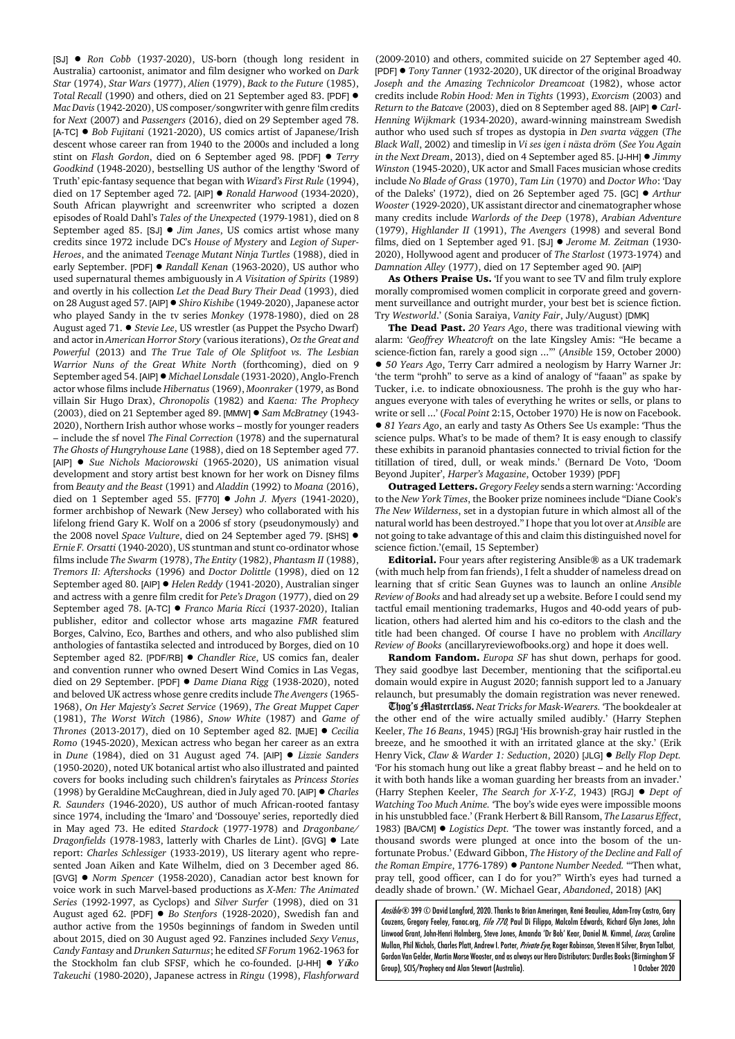[SJ] ● *Ron Cobb* (1937-2020), US-born (though long resident in Australia) cartoonist, animator and film designer who worked on *Dark Star* (1974), *Star Wars* (1977), *Alien* (1979), *Back to the Future* (1985), *Total Recall* (1990) and others, died on 21 September aged 83. [PDF] ● *Mac Davis* (1942-2020), US composer/songwriter with genre film credits for *Next* (2007) and *Passengers* (2016), died on 29 September aged 78. [A-TC] ● *Bob Fujitani* (1921-2020), US comics artist of Japanese/Irish descent whose career ran from 1940 to the 2000s and included a long stint on *Flash Gordon*, died on 6 September aged 98. [PDF] ● *Terry Goodkind* (1948-2020), bestselling US author of the lengthy 'Sword of Truth' epic-fantasy sequence that began with *Wizard's First Rule* (1994), died on 17 September aged 72. [AIP] ● *Ronald Harwood* (1934-2020), South African playwright and screenwriter who scripted a dozen episodes of Roald Dahl's *Tales of the Unexpected* (1979-1981), died on 8 September aged 85. [SJ] ● *Jim Janes*, US comics artist whose many credits since 1972 include DC's *House of Mystery* and *Legion of Super-Heroes*, and the animated *Teenage Mutant Ninja Turtles* (1988), died in early September. [PDF] ● *Randall Kenan* (1963-2020), US author who used supernatural themes ambiguously in *A Visitation of Spirits* (1989) and overtly in his collection *Let the Dead Bury Their Dead* (1993), died on 28 August aged 57. [AIP] ● *Shiro Kishibe* (1949-2020), Japanese actor who played Sandy in the tv series *Monkey* (1978-1980), died on 28 August aged 71. ● *Stevie Lee*, US wrestler (as Puppet the Psycho Dwarf) and actor in *American Horror Story* (various iterations), *Oz the Great and Powerful* (2013) and *The True Tale of Ole Splitfoot vs. The Lesbian Warrior Nuns of the Great White North* (forthcoming), died on 9 September aged 54. [AIP] ● *Michael Lonsdale* (1931-2020), Anglo-French actor whose films include *Hibernatus* (1969), *Moonraker* (1979, as Bond villain Sir Hugo Drax), *Chronopolis* (1982) and *Kaena: The Prophecy* (2003), died on 21 September aged 89. [MMW] ● *Sam McBratney* (1943-2020), Northern Irish author whose works – mostly for younger readers – include the sf novel *The Final Correction* (1978) and the supernatural *The Ghosts of Hungryhouse Lane* (1988), died on 18 September aged 77. [AIP] ● *Sue Nichols Maciorowski* (1965-2020), US animation visual development and story artist best known for her work on Disney films from *Beauty and the Beast* (1991) and *Aladdin* (1992) to *Moana* (2016), died on 1 September aged 55. [F770] ● *John J. Myers* (1941-2020), former archbishop of Newark (New Jersey) who collaborated with his lifelong friend Gary K. Wolf on a 2006 sf story (pseudonymously) and the 2008 novel *Space Vulture*, died on 24 September aged 79. [SHS] ● *Ernie F. Orsatti* (1940-2020), US stuntman and stunt co-ordinator whose films include *The Swarm* (1978), *The Entity* (1982), *Phantasm II* (1988), *Tremors II: Aftershocks* (1996) and *Doctor Dolittle* (1998), died on 12 September aged 80. [AIP] ● *Helen Reddy* (1941-2020), Australian singer and actress with a genre film credit for *Pete's Dragon* (1977), died on 29 September aged 78. [A-TC] ● *Franco Maria Ricci* (1937-2020), Italian publisher, editor and collector whose arts magazine *FMR* featured Borges, Calvino, Eco, Barthes and others, and who also published slim anthologies of fantastika selected and introduced by Borges, died on 10 September aged 82. [PDF/RB] ● *Chandler Rice*, US comics fan, dealer and convention runner who owned Desert Wind Comics in Las Vegas, died on 29 September. [PDF] ● *Dame Diana Rigg* (1938-2020), noted and beloved UK actress whose genre credits include *The Avengers* (1965-1968), *On Her Majesty's Secret Service* (1969), *The Great Muppet Caper* (1981), *The Worst Witch* (1986), *Snow White* (1987) and *Game of Thrones* (2013-2017), died on 10 September aged 82. [MJE] ● *Cecilia Romo* (1945-2020), Mexican actress who began her career as an extra in *Dune* (1984), died on 31 August aged 74. [AIP] ● *Lizzie Sanders* (1950-2020), noted UK botanical artist who also illustrated and painted covers for books including such children's fairytales as *Princess Stories* (1998) by Geraldine McCaughrean, died in July aged 70. [AIP] ● *Charles R. Saunders* (1946-2020), US author of much African-rooted fantasy since 1974, including the 'Imaro' and 'Dossouye' series, reportedly died in May aged 73. He edited *Stardock* (1977-1978) and *Dragonbane/Dragonfields* (1978-1983, latterly with Charles de Lint). [GVG] ● Late report: *Charles Schlessiger* (1933-2019), US literary agent who represented Joan Aiken and Kate Wilhelm, died on 3 December aged 86. [GVG] ● *Norm Spencer* (1958-2020), Canadian actor best known for voice work in such Marvel-based productions as *X-Men: The Animated Series* (1992-1997, as Cyclops) and *Silver Surfer* (1998), died on 31 August aged 62. [PDF] ● *Bo Stenfors* (1928-2020), Swedish fan and author active from the 1950s beginnings of fandom in Sweden until about 2015, died on 30 August aged 92. Fanzines included *Sexy Venus*, *Candy Fantasy* and *Drunken Saturnus*; he edited *SF Forum* 1962-1963 for the Stockholm fan club SFSF, which he co-founded. [J-HH] ● *Yūko Takeuchi* (1980-2020), Japanese actress in *Ringu* (1998), *Flashforward* (2009-2010) and others, commited suicide on 27 September aged 40. [PDF] ● *Tony Tanner* (1932-2020), UK director of the original Broadway *Joseph and the Amazing Technicolor Dreamcoat* (1982), whose actor credits include *Robin Hood: Men in Tights* (1993), *Exorcism* (2003) and *Return to the Batcave* (2003), died on 8 September aged 88. [AIP] ● *Carl-Henning Wijkmark* (1934-2020), award-winning mainstream Swedish author who used such sf tropes as dystopia in *Den svarta väggen* (*The Black Wall*, 2002) and timeslip in *Vi ses igen i nästa dröm* (*See You Again in the Next Dream*, 2013), died on 4 September aged 85. [J-HH] ● *Jimmy Winston* (1945-2020), UK actor and Small Faces musician whose credits include *No Blade of Grass* (1970), *Tam Lin* (1970) and *Doctor Who*: 'Day of the Daleks' (1972), died on 26 September aged 75. [GC] ● *Arthur Wooster* (1929-2020), UK assistant director and cinematographer whose many credits include *Warlords of the Deep* (1978), *Arabian Adventure* (1979), *Highlander II* (1991), *The Avengers* (1998) and several Bond films, died on 1 September aged 91. [SJ] ● *Jerome M. Zeitman* (1930-2020), Hollywood agent and producer of *The Starlost* (1973-1974) and *Damnation Alley* (1977), died on 17 September aged 90. [AIP]

**As Others Praise Us.** 'If you want to see TV and film truly explore morally compromised women complicit in corporate greed and government surveillance and outright murder, your best bet is science fiction. Try *Westworld*.' (Sonia Saraiya, *Vanity Fair*, July/August) [DMK]

**The Dead Past.** *20 Years Ago*, there was traditional viewing with alarm: '*Geoffrey Wheatcroft* on the late Kingsley Amis: "He became a science-fiction fan, rarely a good sign ..."' (*Ansible* 159, October 2000) ● *50 Years Ago*, Terry Carr admired a neologism by Harry Warner Jr: 'the term "prohh" to serve as a kind of analogy of "faaan" as spake by Tucker, i.e. to indicate obnoxiousness. The prohh is the guy who harangues everyone with tales of everything he writes or sells, or plans to write or sell ...' (*Focal Point* 2:15, October 1970) He is now on Facebook. ● *81 Years Ago*, an early and tasty As Others See Us example: 'Thus the science pulps. What's to be made of them? It is easy enough to classify these exhibits in paranoid phantasies connected to trivial fiction for the titillation of tired, dull, or weak minds.' (Bernard De Voto, 'Doom Beyond Jupiter', *Harper's Magazine*, October 1939) [PDF]

**Outraged Letters.** *Gregory Feeley* sends a stern warning: 'According to the *New York Times*, the Booker prize nominees include "Diane Cook's *The New Wilderness*, set in a dystopian future in which almost all of the natural world has been destroyed." I hope that you lot over at *Ansible* are not going to take advantage of this and claim this distinguished novel for science fiction.'(email, 15 September)

**Editorial.** Four years after registering Ansible® as a UK trademark (with much help from fan friends), I felt a shudder of nameless dread on learning that sf critic Sean Guynes was to launch an online *Ansible Review of Books* and had already set up a website. Before I could send my tactful email mentioning trademarks, Hugos and 40-odd years of publication, others had alerted him and his co-editors to the clash and the title had been changed. Of course I have no problem with *Ancillary Review of Books* (ancillaryreviewofbooks.org) and hope it does well.

**Random Fandom.** *Europa SF* has shut down, perhaps for good. They said goodbye last December, mentioning that the scifiportal.eu domain would expire in August 2020; fannish support led to a January relaunch, but presumably the domain registration was never renewed.

**Thog's Masterclass.** *Neat Tricks for Mask-Wearers.* 'The bookdealer at the other end of the wire actually smiled audibly.' (Harry Stephen Keeler, *The 16 Beans*, 1945) [RGJ] 'His brownish-gray hair rustled in the breeze, and he smoothed it with an irritated glance at the sky.' (Erik Henry Vick, *Claw & Warder 1: Seduction*, 2020) [JLG] ● *Belly Flop Dept.* 'For his stomach hung out like a great flabby breast – and he held on to it with both hands like a woman guarding her breasts from an invader.' (Harry Stephen Keeler, *The Search for X-Y-Z*, 1943) [RGJ] ● *Dept of Watching Too Much Anime.* 'The boy's wide eyes were impossible moons in his unstubbled face.' (Frank Herbert & Bill Ransom, *The Lazarus Effect*, 1983) [BA/CM] ● *Logistics Dept.* 'The tower was instantly forced, and a thousand swords were plunged at once into the bosom of the unfortunate Probus.' (Edward Gibbon, *The History of the Decline and Fall of the Roman Empire*, 1776-1789) ● *Pantone Number Needed.* '"Then what, pray tell, good officer, can I do for you?" Wirth's eyes had turned a deadly shade of brown.' (W. Michael Gear, *Abandoned*, 2018) [AK]

*Ansible*® 399 © David Langford, 2020. Thanks to Brian Ameringen, René Beaulieu, Adam-Troy Castro, Gary Couzens, Gregory Feeley, Fanac.org, *File 770*, Paul Di Filippo, Malcolm Edwards, Richard Glyn Jones, John Linwood Grant, John-Henri Holmberg, Steve Jones, Amanda 'Dr Bob' Kear, Daniel M. Kimmel, *Locus*, Caroline Mullan, Phil Nichols, Charles Platt, Andrew I. Porter, *Private Eye*, Roger Robinson, Steven H Silver, Bryan Talbot, Gordon Van Gelder, Martin Morse Wooster, and as always our Hero Distributors: Durdles Books (Birmingham SF Group), SCIS/Prophecy and Alan Stewart (Australia). 1 October 2020